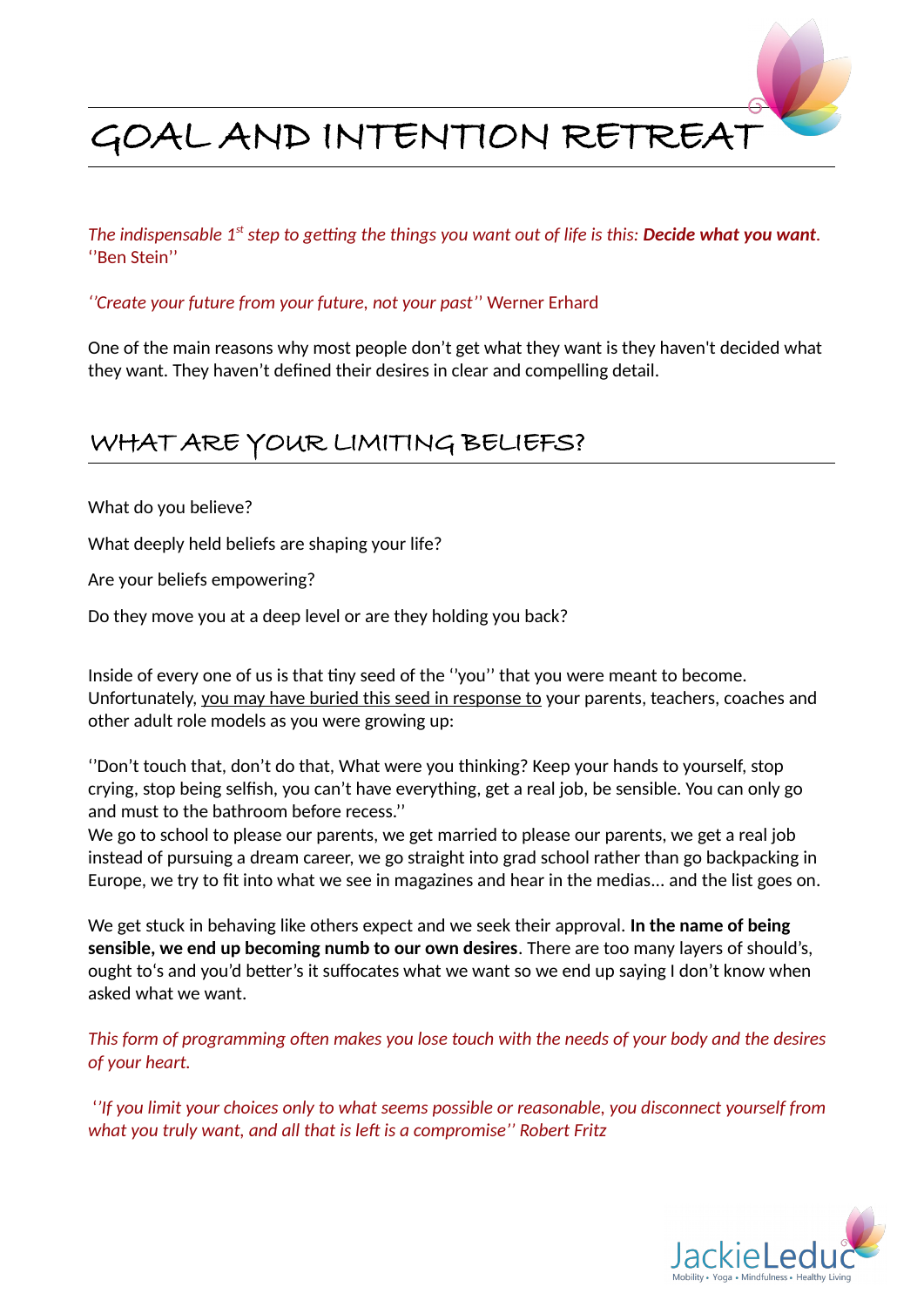# GOAL AND INTENTION RETREAT

*The indispensable 1st step to getting the things you want out of life is this:* ***Decide what you want****.* ''Ben Stein''

*''Create your future from your future, not your past''* Werner Erhard

One of the main reasons why most people don't get what they want is they haven't decided what they want. They haven't defined their desires in clear and compelling detail.

## WHAT ARE YOUR LIMITING BELIEFS?

What do you believe?

What deeply held beliefs are shaping your life?

Are your beliefs empowering?

Do they move you at a deep level or are they holding you back?

Inside of every one of us is that tiny seed of the ''you'' that you were meant to become. Unfortunately, <u>you may have buried this seed in response to</u> your parents, teachers, coaches and other adult role models as you were growing up:

''Don't touch that, don't do that, What were you thinking? Keep your hands to yourself, stop crying, stop being selfish, you can't have everything, get a real job, be sensible. You can only go and must to the bathroom before recess.''
We go to school to please our parents, we get married to please our parents, we get a real job instead of pursuing a dream career, we go straight into grad school rather than going backpacking in Europe, we try to fit into what we see in magazines and hear in the medias... and the list goes on.

We get stuck in behaving like others expect and we seek their approval. **In the name of being sensible, we end up becoming numb to our own desires**. There are too many layers of should's, ought to's and you'd better's it suffocates what we want so we end up saying I don't know when asked what we want.

*This form of programming often makes you lose touch with the needs of your body and the desires of your heart.*

*''If you limit your choices only to what seems possible or reasonable, you disconnect yourself from what you truly want, and all that is left is a compromise'' Robert Fritz*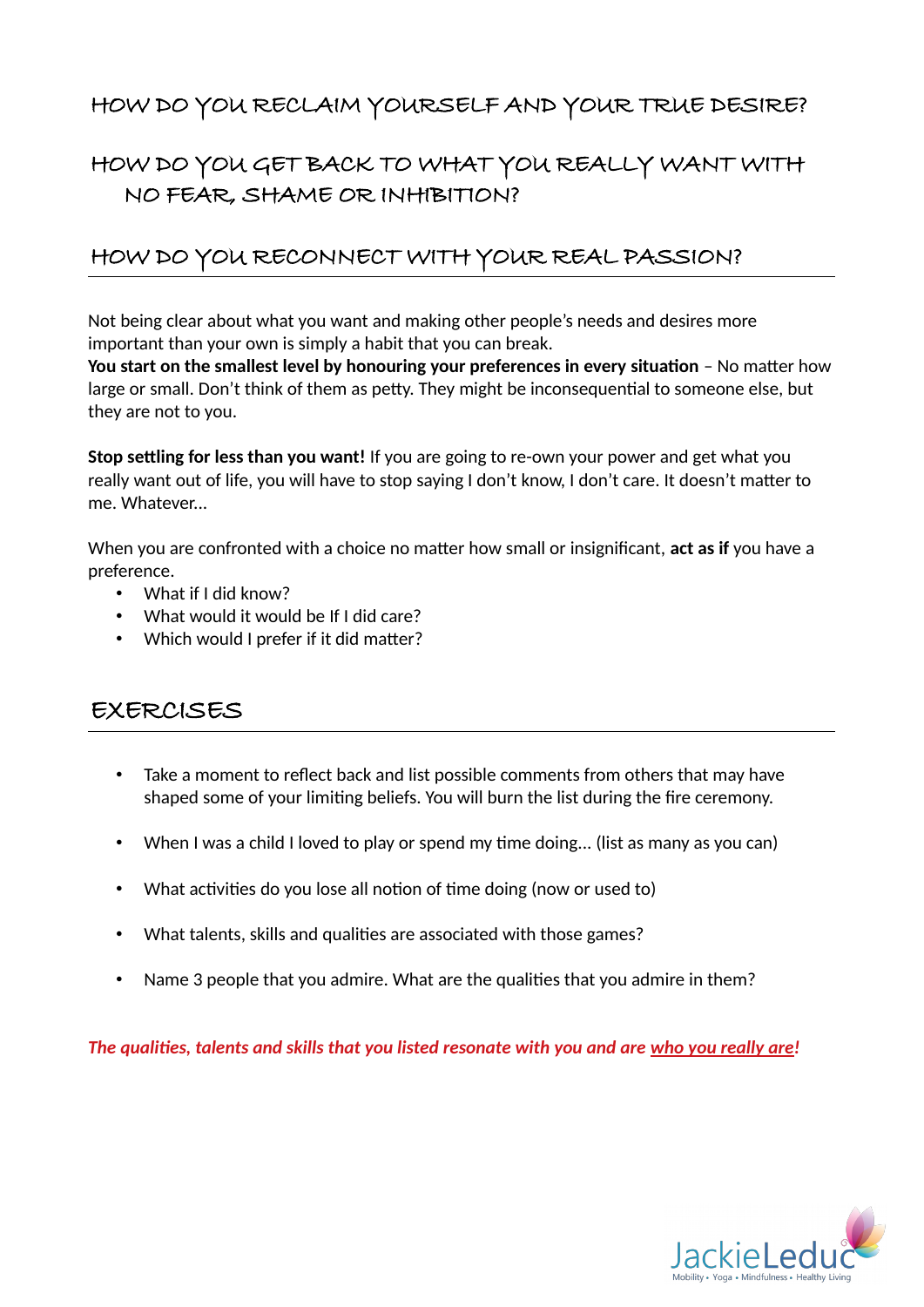## HOW DO YOU RECLAIM YOURSELF AND YOUR TRUE DESIRE?

## HOW DO YOU GET BACK TO WHAT YOU REALLY WANT WITH NO FEAR, SHAME OR INHIBITION?

## HOW DO YOU RECONNECT WITH YOUR REAL PASSION?

Not being clear about what you want and making other people's needs and desires more important than your own is simply a habit that you can break.
**You start on the smallest level by honouring your preferences in every situation** – No matter how large or small. Don't think of them as petty. They might be inconsequential to someone else, but they are not to you.

**Stop settling for less than you want!** If you are going to re-own your power and get what you really want out of life, you will have to stop saying I don't know, I don't care. It doesn't matter to me. Whatever...

When you are confronted with a choice no matter how small or insignificant, **act as if** you have a preference.

- What if I did know?
- What would it would be If I did care?
- Which would I prefer if it did matter?

## EXERCISES

- Take a moment to reflect back and list possible comments from others that may have shaped some of your limiting beliefs. You will burn the list during the fire ceremony.
- When I was a child I loved to play or spend my time doing... (list as many as you can)
- What activities do you lose all notion of time doing (now or used to)
- What talents, skills and qualities are associated with those games?
- Name 3 people that you admire. What are the qualities that you admire in them?

***The qualities, talents and skills that you listed resonate with you and are <u>who you really are</u>!***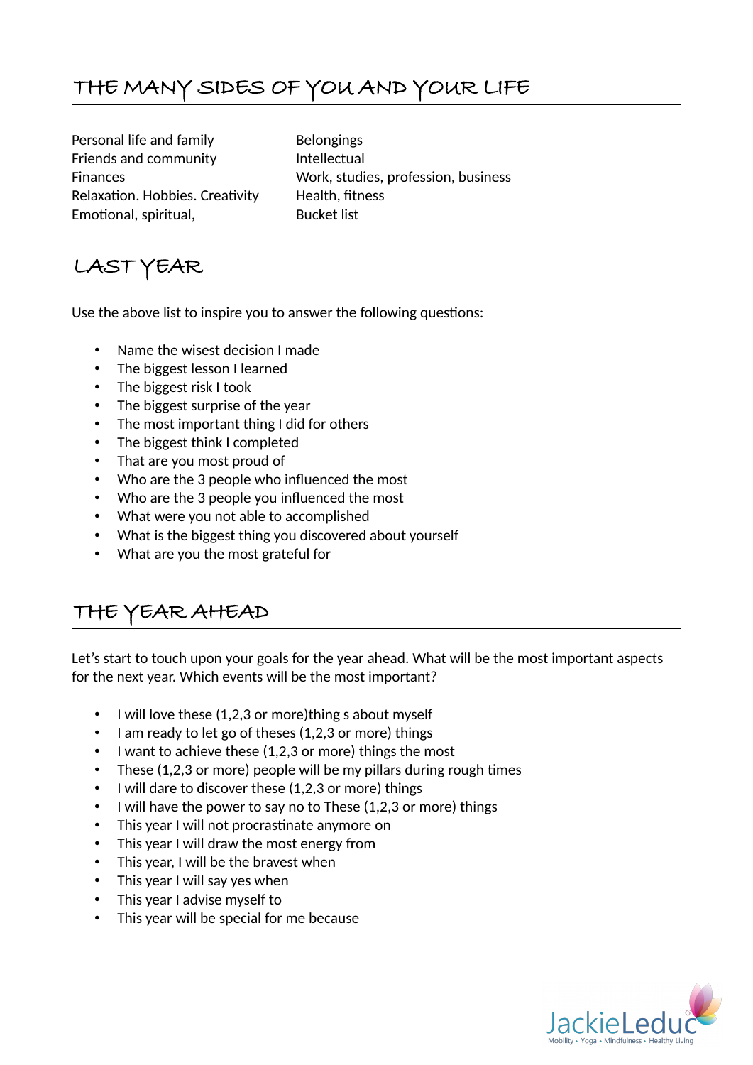## THE MANY SIDES OF YOU AND YOUR LIFE

Personal life and family
Friends and community
Finances
Relaxation. Hobbies. Creativity
Emotional, spiritual,
Belongings
Intellectual
Work, studies, profession, business
Health, fitness
Bucket list

## LAST YEAR

Use the above list to inspire you to answer the following questions:

- Name the wisest decision I made
- The biggest lesson I learned
- The biggest risk I took
- The biggest surprise of the year
- The most important thing I did for others
- The biggest think I completed
- That are you most proud of
- Who are the 3 people who influenced the most
- Who are the 3 people you influenced the most
- What were you not able to accomplished
- What is the biggest thing you discovered about yourself
- What are you the most grateful for

## THE YEAR AHEAD

Let's start to touch upon your goals for the year ahead. What will be the most important aspects for the next year. Which events will be the most important?

- I will love these (1,2,3 or more)thing s about myself
- I am ready to let go of theses (1,2,3 or more) things
- I want to achieve these (1,2,3 or more) things the most
- These (1,2,3 or more) people will be my pillars during rough times
- I will dare to discover these (1,2,3 or more) things
- I will have the power to say no to These (1,2,3 or more) things
- This year I will not procrastinate anymore on
- This year I will draw the most energy from
- This year, I will be the bravest when
- This year I will say yes when
- This year I advise myself to
- This year will be special for me because

JackieLeduc
Mobility • Yoga • Mindfulness • Healthy Living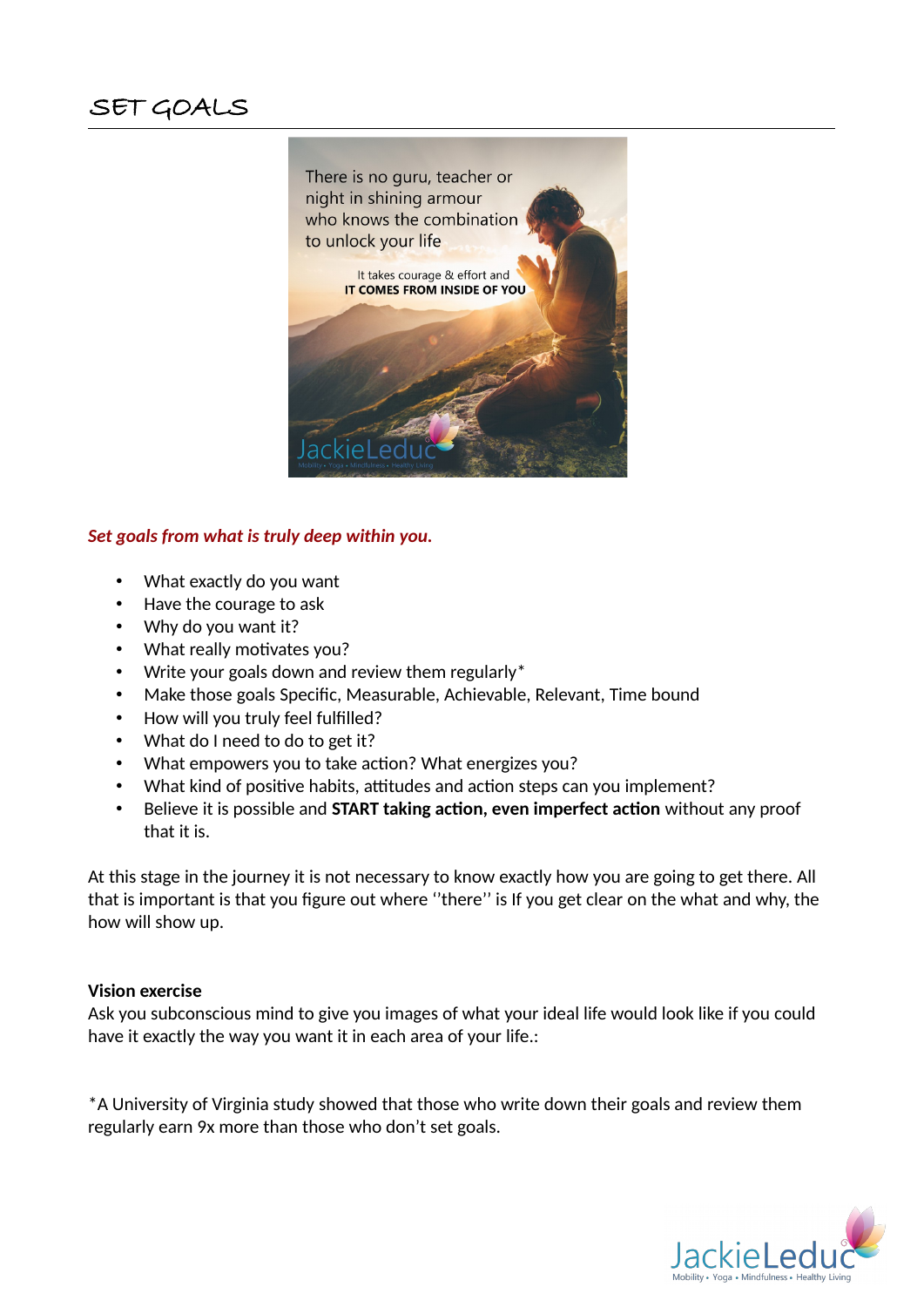# SET GOALS

*Set goals from what is truly deep within you.*

- What exactly do you want
- Have the courage to ask
- Why do you want it?
- What really motivates you?
- Write your goals down and review them regularly*
- Make those goals Specific, Measurable, Achievable, Relevant, Time bound
- How will you truly feel fulfilled?
- What do I need to do to get it?
- What empowers you to take action? What energizes you?
- What kind of positive habits, attitudes and action steps can you implement?
- Believe it is possible and **START taking action, even imperfect action** without any proof that it is.

At this stage in the journey it is not necessary to know exactly how you are going to get there. All that is important is that you figure out where ''there'' is If you get clear on the what and why, the how will show up.

**Vision exercise**
Ask you subconscious mind to give you images of what your ideal life would look like if you could have it exactly the way you want it in each area of your life.:

*A University of Virginia study showed that those who write down their goals and review them regularly earn 9x more than those who don't set goals.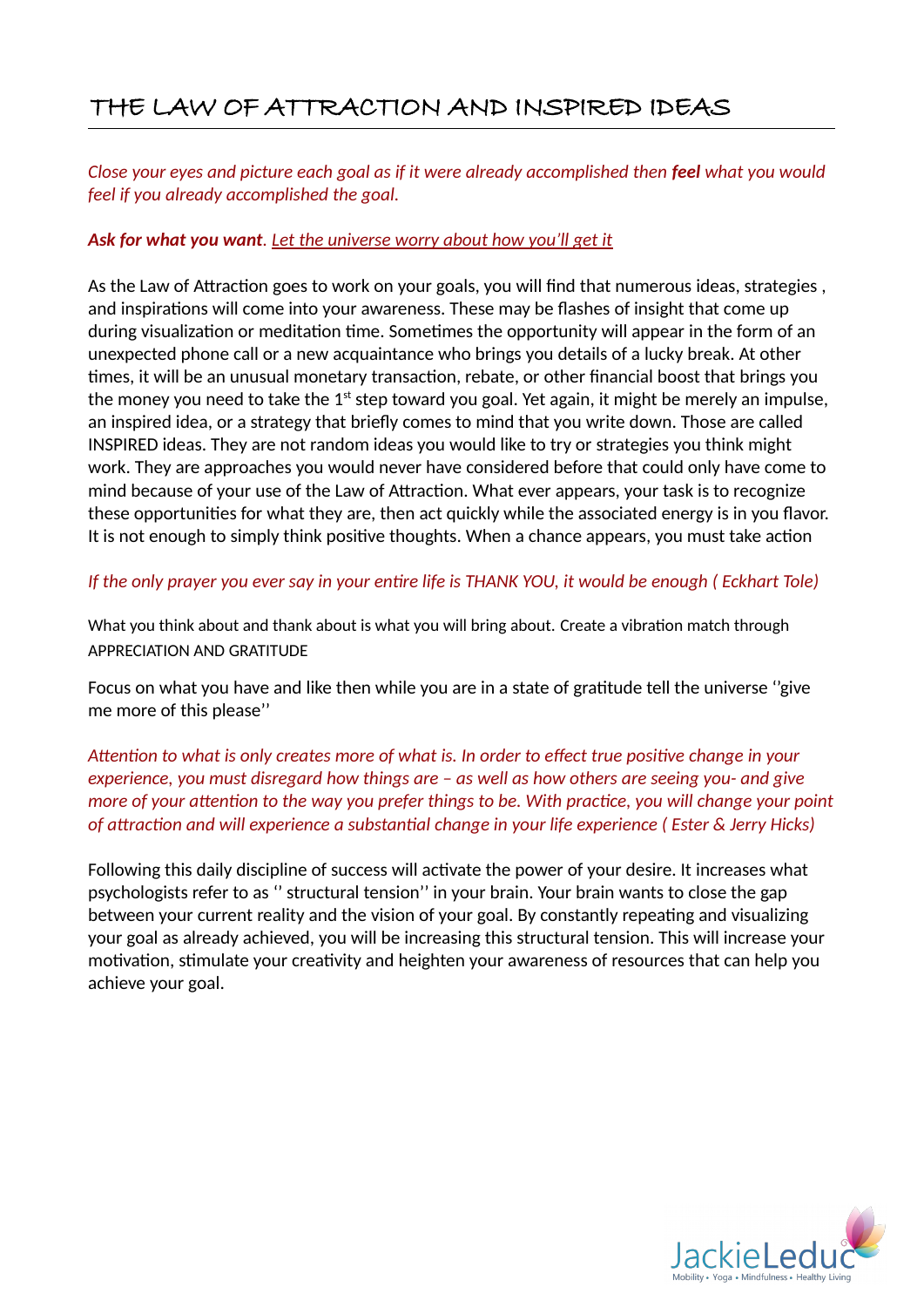# THE LAW OF ATTRACTION AND INSPIRED IDEAS

*Close your eyes and picture each goal as if it were already accomplished then **feel** what you would feel if you already accomplished the goal.*

***Ask for what you want***. *Let the universe worry about how you'll get it*

As the Law of Attraction goes to work on your goals, you will find that numerous ideas, strategies , and inspirations will come into your awareness. These may be flashes of insight that come up during visualization or meditation time. Sometimes the opportunity will appear in the form of an unexpected phone call or a new acquaintance who brings you details of a lucky break. At other times, it will be an unusual monetary transaction, rebate, or other financial boost that brings you the money you need to take the 1st step toward you goal. Yet again, it might be merely an impulse, an inspired idea, or a strategy that briefly comes to mind that you write down. Those are called INSPIRED ideas. They are not random ideas you would like to try or strategies you think might work. They are approaches you would never have considered before that could only have come to mind because of your use of the Law of Attraction. What ever appears, your task is to recognize these opportunities for what they are, then act quickly while the associated energy is in you flavor. It is not enough to simply think positive thoughts. When a chance appears, you must take action

*If the only prayer you ever say in your entire life is THANK YOU, it would be enough ( Eckhart Tole)*

What you think about and thank about is what you will bring about. Create a vibration match through APPRECIATION AND GRATITUDE

Focus on what you have and like then while you are in a state of gratitude tell the universe ''give me more of this please''

*Attention to what is only creates more of what is. In order to effect true positive change in your experience, you must disregard how things are – as well as how others are seeing you- and give more of your attention to the way you prefer things to be. With practice, you will change your point of attraction and will experience a substantial change in your life experience ( Ester & Jerry Hicks)*

Following this daily discipline of success will activate the power of your desire. It increases what psychologists refer to as '' structural tension'' in your brain. Your brain wants to close the gap between your current reality and the vision of your goal. By constantly repeating and visualizing your goal as already achieved, you will be increasing this structural tension. This will increase your motivation, stimulate your creativity and heighten your awareness of resources that can help you achieve your goal.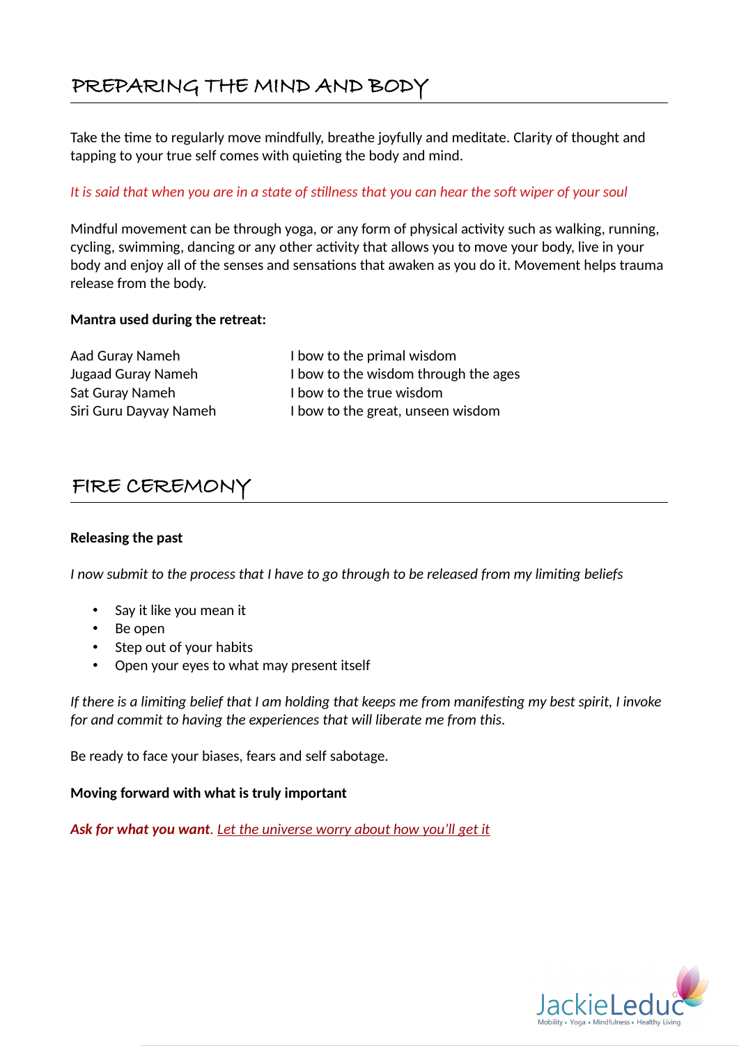## PREPARING THE MIND AND BODY

Take the time to regularly move mindfully, breathe joyfully and meditate. Clarity of thought and tapping to your true self comes with quieting the body and mind.

*It is said that when you are in a state of stillness that you can hear the soft wiper of your soul*

Mindful movement can be through yoga, or any form of physical activity such as walking, running, cycling, swimming, dancing or any other activity that allows you to move your body, live in your body and enjoy all of the senses and sensations that awaken as you do it. Movement helps trauma release from the body.

**Mantra used during the retreat:**

| | |
|---|---|
| Aad Guray Nameh | I bow to the primal wisdom |
| Jugaad Guray Nameh | I bow to the wisdom through the ages |
| Sat Guray Nameh | I bow to the true wisdom |
| Siri Guru Dayvay Nameh | I bow to the great, unseen wisdom |

## FIRE CEREMONY

**Releasing the past**

*I now submit to the process that I have to go through to be released from my limiting beliefs*

- Say it like you mean it
- Be open
- Step out of your habits
- Open your eyes to what may present itself

*If there is a limiting belief that I am holding that keeps me from manifesting my best spirit, I invoke for and commit to having the experiences that will liberate me from this.*

Be ready to face your biases, fears and self sabotage.

**Moving forward with what is truly important**

***Ask for what you want***. *Let the universe worry about how you'll get it*

JackieLeduc
Mobility • Yoga • Mindfulness • Healthy Living